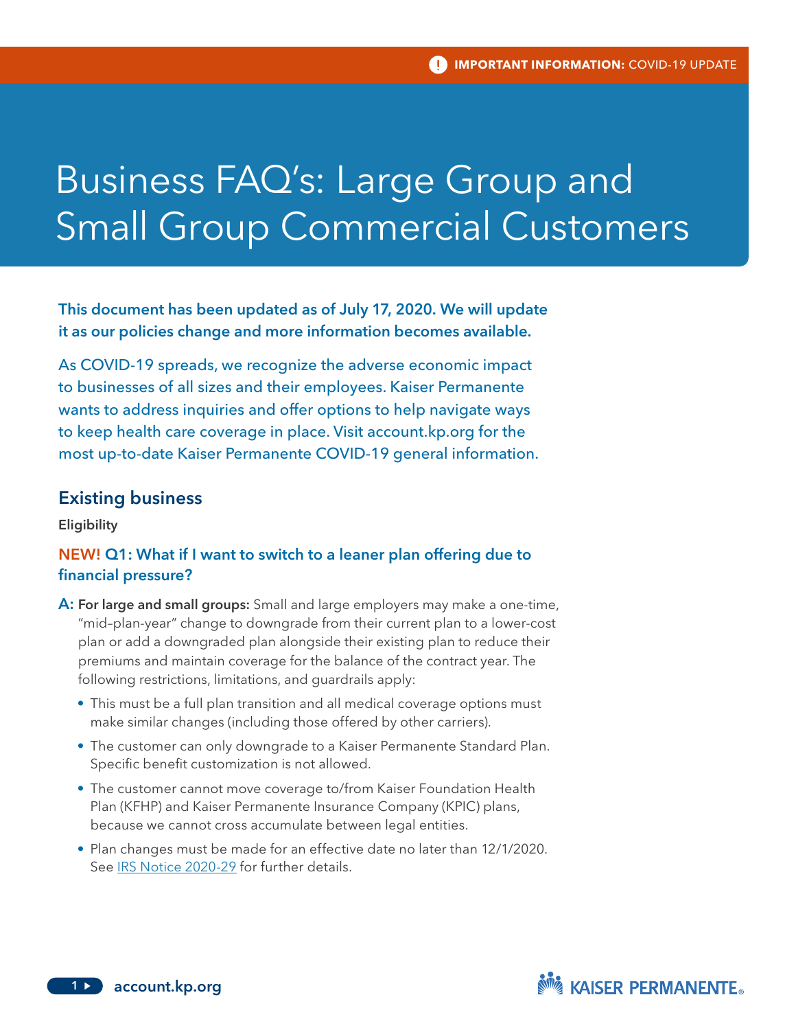IMPORTANT INFORMATION: COVID-19 UPDATE

# Business FAQ's: Large Group and Small Group Commercial Customers

**This document has been updated as of July 17, 2020. We will update it as our policies change and more information becomes available.**

As COVID-19 spreads, we recognize the adverse economic impact to businesses of all sizes and their employees. Kaiser Permanente wants to address inquiries and offer options to help navigate ways to keep health care coverage in place. Visit account.kp.org for the most up-to-date Kaiser Permanente COVID-19 general information.

## Existing business

### Eligibility

#### NEW! Q1: What if I want to switch to a leaner plan offering due to financial pressure?

**A: For large and small groups:** Small and large employers may make a one-time, "mid–plan-year" change to downgrade from their current plan to a lower-cost plan or add a downgraded plan alongside their existing plan to reduce their premiums and maintain coverage for the balance of the contract year. The following restrictions, limitations, and guardrails apply:

- This must be a full plan transition and all medical coverage options must make similar changes (including those offered by other carriers).
- The customer can only downgrade to a Kaiser Permanente Standard Plan. Specific benefit customization is not allowed.
- The customer cannot move coverage to/from Kaiser Foundation Health Plan (KFHP) and Kaiser Permanente Insurance Company (KPIC) plans, because we cannot cross accumulate between legal entities.
- Plan changes must be made for an effective date no later than 12/1/2020. See IRS Notice 2020-29 for further details.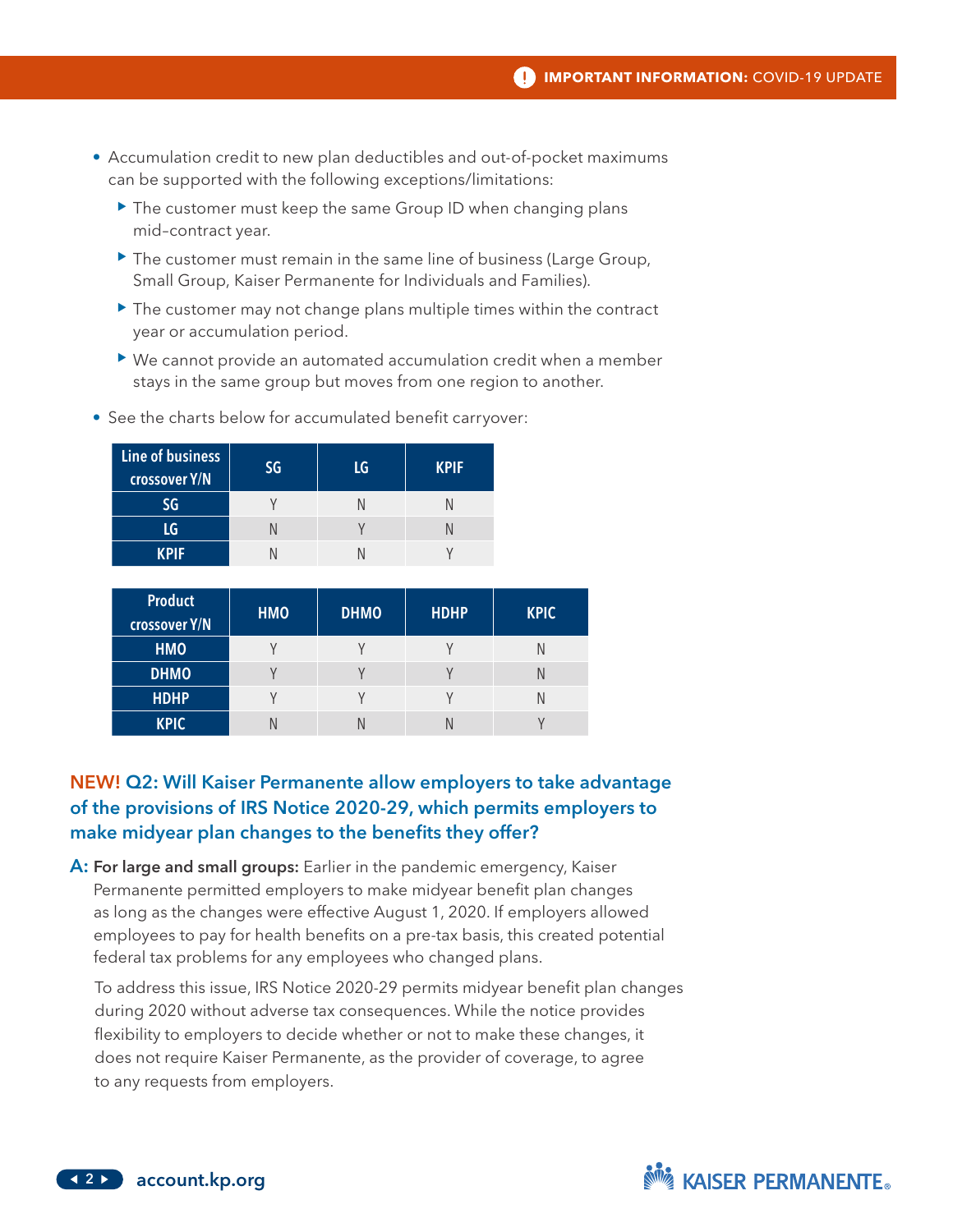- Accumulation credit to new plan deductibles and out-of-pocket maximums can be supported with the following exceptions/limitations:
  - The customer must keep the same Group ID when changing plans mid-contract year.
  - The customer must remain in the same line of business (Large Group, Small Group, Kaiser Permanente for Individuals and Families).
  - The customer may not change plans multiple times within the contract year or accumulation period.
  - We cannot provide an automated accumulation credit when a member stays in the same group but moves from one region to another.
- See the charts below for accumulated benefit carryover:

| Line of business crossover Y/N | SG | LG | KPIF |
|---|---|---|---|
| SG | Y | N | N |
| LG | N | Y | N |
| KPIF | N | N | Y |

| Product crossover Y/N | HMO | DHMO | HDHP | KPIC |
|---|---|---|---|---|
| HMO | Y | Y | Y | N |
| DHMO | Y | Y | Y | N |
| HDHP | Y | Y | Y | N |
| KPIC | N | N | N | Y |

### NEW! Q2: Will Kaiser Permanente allow employers to take advantage of the provisions of IRS Notice 2020-29, which permits employers to make midyear plan changes to the benefits they offer?

**A: For large and small groups:** Earlier in the pandemic emergency, Kaiser Permanente permitted employers to make midyear benefit plan changes as long as the changes were effective August 1, 2020. If employers allowed employees to pay for health benefits on a pre-tax basis, this created potential federal tax problems for any employees who changed plans.

To address this issue, IRS Notice 2020-29 permits midyear benefit plan changes during 2020 without adverse tax consequences. While the notice provides flexibility to employers to decide whether or not to make these changes, it does not require Kaiser Permanente, as the provider of coverage, to agree to any requests from employers.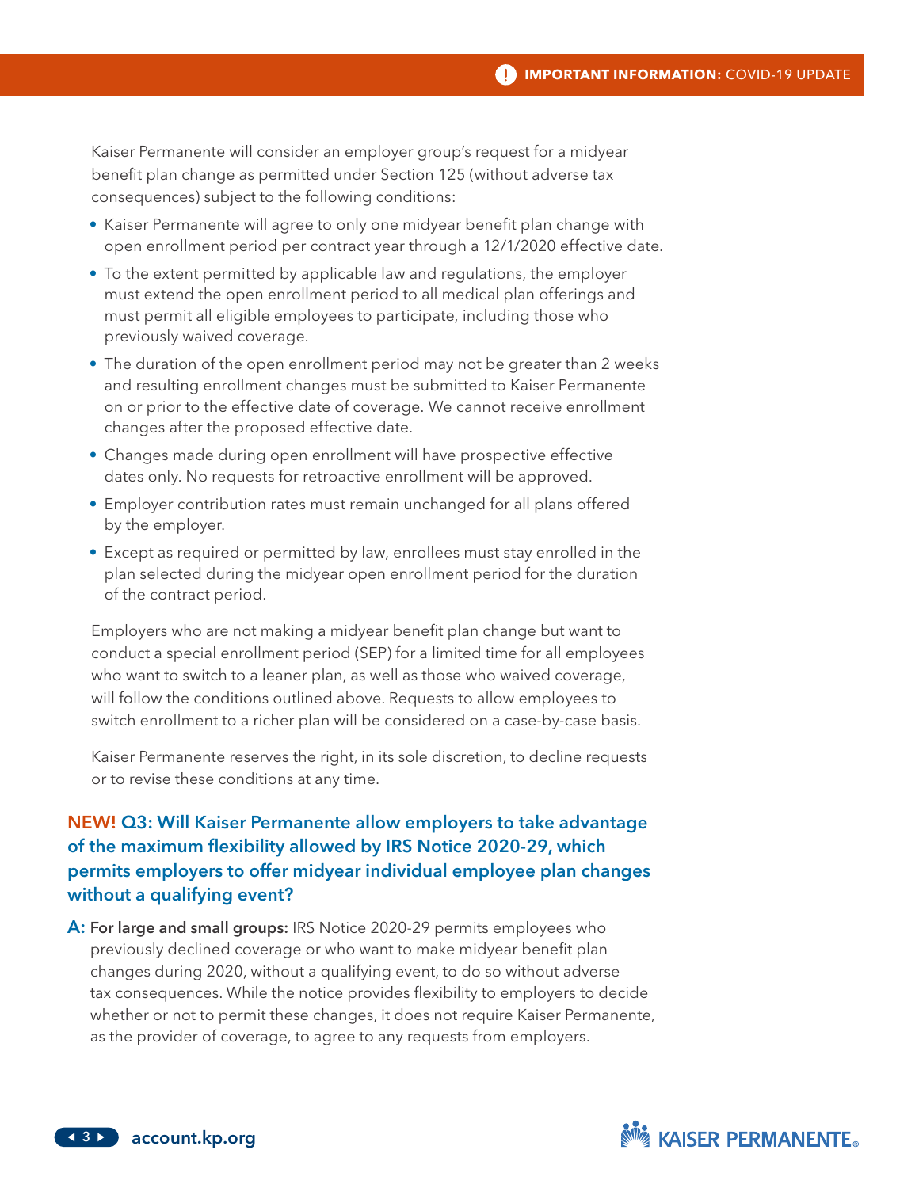Kaiser Permanente will consider an employer group's request for a midyear benefit plan change as permitted under Section 125 (without adverse tax consequences) subject to the following conditions:

- Kaiser Permanente will agree to only one midyear benefit plan change with open enrollment period per contract year through a 12/1/2020 effective date.
- To the extent permitted by applicable law and regulations, the employer must extend the open enrollment period to all medical plan offerings and must permit all eligible employees to participate, including those who previously waived coverage.
- The duration of the open enrollment period may not be greater than 2 weeks and resulting enrollment changes must be submitted to Kaiser Permanente on or prior to the effective date of coverage. We cannot receive enrollment changes after the proposed effective date.
- Changes made during open enrollment will have prospective effective dates only. No requests for retroactive enrollment will be approved.
- Employer contribution rates must remain unchanged for all plans offered by the employer.
- Except as required or permitted by law, enrollees must stay enrolled in the plan selected during the midyear open enrollment period for the duration of the contract period.

Employers who are not making a midyear benefit plan change but want to conduct a special enrollment period (SEP) for a limited time for all employees who want to switch to a leaner plan, as well as those who waived coverage, will follow the conditions outlined above. Requests to allow employees to switch enrollment to a richer plan will be considered on a case-by-case basis.

Kaiser Permanente reserves the right, in its sole discretion, to decline requests or to revise these conditions at any time.

### NEW! Q3: Will Kaiser Permanente allow employers to take advantage of the maximum flexibility allowed by IRS Notice 2020-29, which permits employers to offer midyear individual employee plan changes without a qualifying event?

**A: For large and small groups:** IRS Notice 2020-29 permits employees who previously declined coverage or who want to make midyear benefit plan changes during 2020, without a qualifying event, to do so without adverse tax consequences. While the notice provides flexibility to employers to decide whether or not to permit these changes, it does not require Kaiser Permanente, as the provider of coverage, to agree to any requests from employers.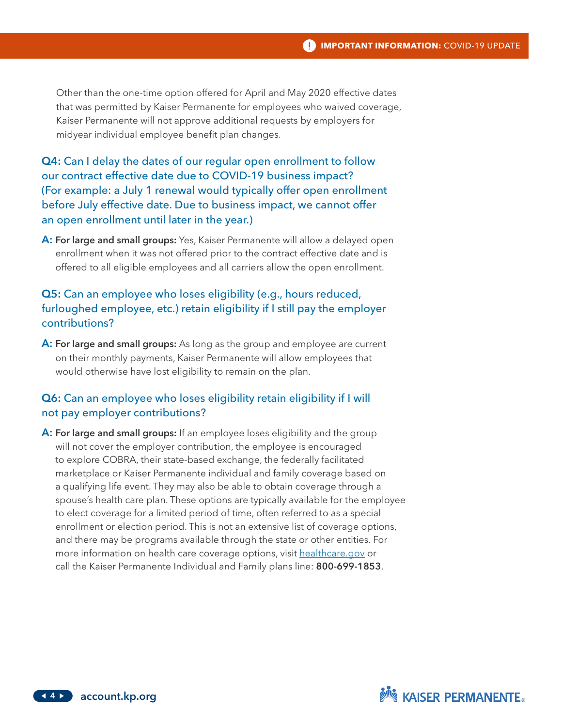Other than the one-time option offered for April and May 2020 effective dates that was permitted by Kaiser Permanente for employees who waived coverage, Kaiser Permanente will not approve additional requests by employers for midyear individual employee benefit plan changes.

### Q4: Can I delay the dates of our regular open enrollment to follow our contract effective date due to COVID-19 business impact? (For example: a July 1 renewal would typically offer open enrollment before July effective date. Due to business impact, we cannot offer an open enrollment until later in the year.)

**A: For large and small groups:** Yes, Kaiser Permanente will allow a delayed open enrollment when it was not offered prior to the contract effective date and is offered to all eligible employees and all carriers allow the open enrollment.

### Q5: Can an employee who loses eligibility (e.g., hours reduced, furloughed employee, etc.) retain eligibility if I still pay the employer contributions?

**A: For large and small groups:** As long as the group and employee are current on their monthly payments, Kaiser Permanente will allow employees that would otherwise have lost eligibility to remain on the plan.

### Q6: Can an employee who loses eligibility retain eligibility if I will not pay employer contributions?

**A: For large and small groups:** If an employee loses eligibility and the group will not cover the employer contribution, the employee is encouraged to explore COBRA, their state-based exchange, the federally facilitated marketplace or Kaiser Permanente individual and family coverage based on a qualifying life event. They may also be able to obtain coverage through a spouse's health care plan. These options are typically available for the employee to elect coverage for a limited period of time, often referred to as a special enrollment or election period. This is not an extensive list of coverage options, and there may be programs available through the state or other entities. For more information on health care coverage options, visit healthcare.gov or call the Kaiser Permanente Individual and Family plans line: **800-699-1853**.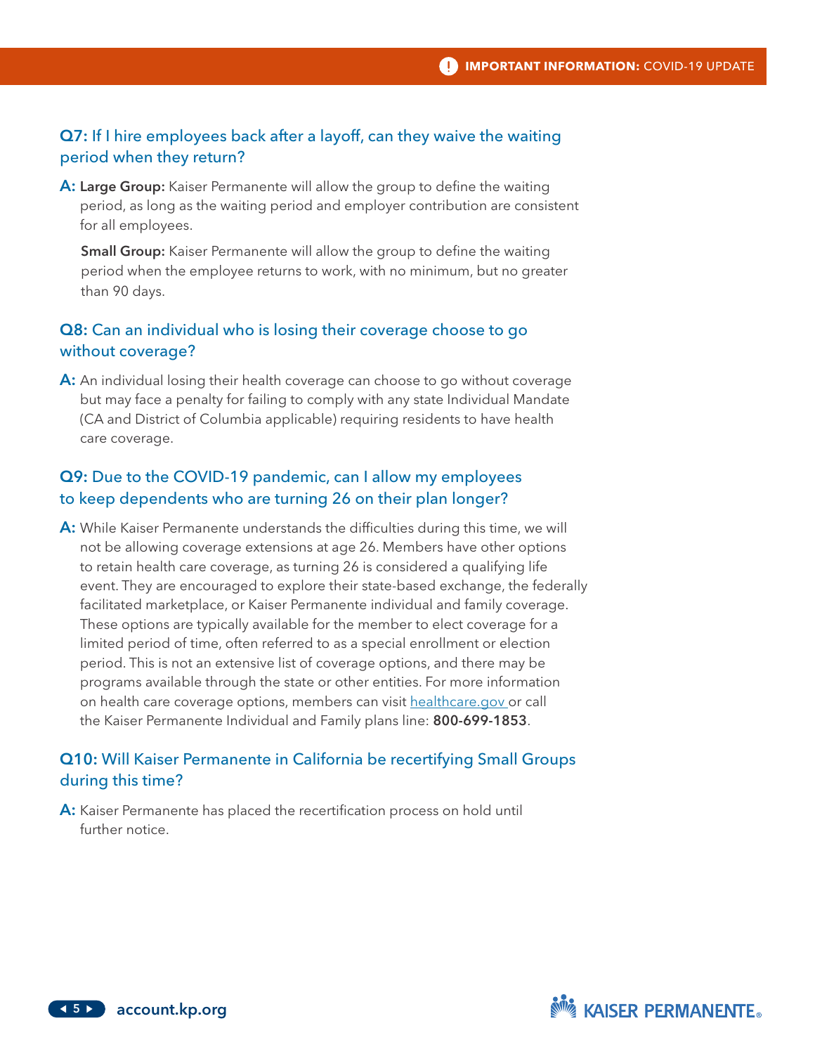### Q7: If I hire employees back after a layoff, can they waive the waiting period when they return?

**A:** **Large Group:** Kaiser Permanente will allow the group to define the waiting period, as long as the waiting period and employer contribution are consistent for all employees.

**Small Group:** Kaiser Permanente will allow the group to define the waiting period when the employee returns to work, with no minimum, but no greater than 90 days.

### Q8: Can an individual who is losing their coverage choose to go without coverage?

**A:** An individual losing their health coverage can choose to go without coverage but may face a penalty for failing to comply with any state Individual Mandate (CA and District of Columbia applicable) requiring residents to have health care coverage.

### Q9: Due to the COVID-19 pandemic, can I allow my employees to keep dependents who are turning 26 on their plan longer?

**A:** While Kaiser Permanente understands the difficulties during this time, we will not be allowing coverage extensions at age 26. Members have other options to retain health care coverage, as turning 26 is considered a qualifying life event. They are encouraged to explore their state-based exchange, the federally facilitated marketplace, or Kaiser Permanente individual and family coverage. These options are typically available for the member to elect coverage for a limited period of time, often referred to as a special enrollment or election period. This is not an extensive list of coverage options, and there may be programs available through the state or other entities. For more information on health care coverage options, members can visit [healthcare.gov](https://healthcare.gov) or call the Kaiser Permanente Individual and Family plans line: **800-699-1853**.

### Q10: Will Kaiser Permanente in California be recertifying Small Groups during this time?

**A:** Kaiser Permanente has placed the recertification process on hold until further notice.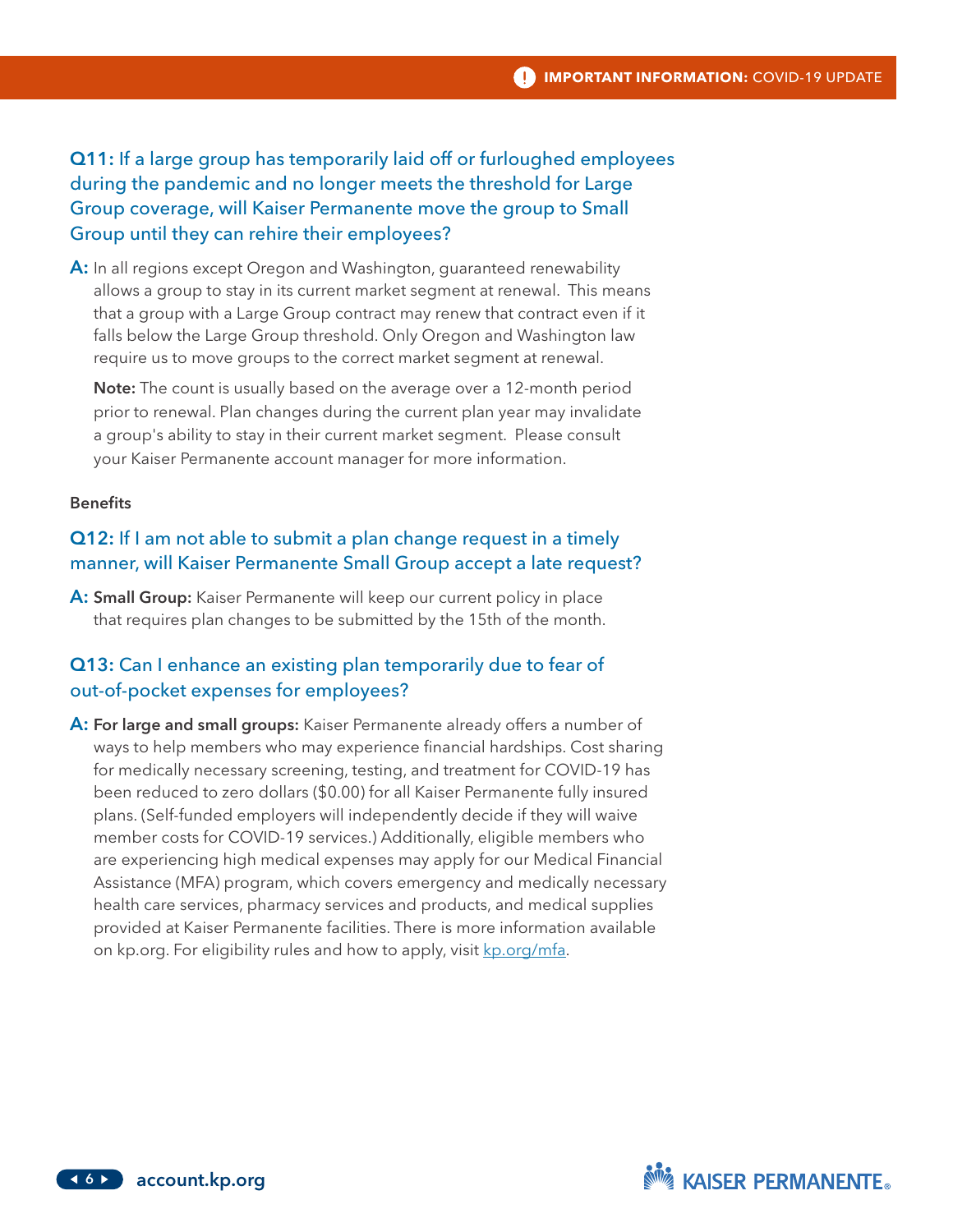### **Q11:** If a large group has temporarily laid off or furloughed employees during the pandemic and no longer meets the threshold for Large Group coverage, will Kaiser Permanente move the group to Small Group until they can rehire their employees?

**A:** In all regions except Oregon and Washington, guaranteed renewability allows a group to stay in its current market segment at renewal. This means that a group with a Large Group contract may renew that contract even if it falls below the Large Group threshold. Only Oregon and Washington law require us to move groups to the correct market segment at renewal.

**Note:** The count is usually based on the average over a 12-month period prior to renewal. Plan changes during the current plan year may invalidate a group's ability to stay in their current market segment. Please consult your Kaiser Permanente account manager for more information.

**Benefits**

### **Q12:** If I am not able to submit a plan change request in a timely manner, will Kaiser Permanente Small Group accept a late request?

**A:** **Small Group:** Kaiser Permanente will keep our current policy in place that requires plan changes to be submitted by the 15th of the month.

### **Q13:** Can I enhance an existing plan temporarily due to fear of out-of-pocket expenses for employees?

**A:** **For large and small groups:** Kaiser Permanente already offers a number of ways to help members who may experience financial hardships. Cost sharing for medically necessary screening, testing, and treatment for COVID-19 has been reduced to zero dollars ($0.00) for all Kaiser Permanente fully insured plans. (Self-funded employers will independently decide if they will waive member costs for COVID-19 services.) Additionally, eligible members who are experiencing high medical expenses may apply for our Medical Financial Assistance (MFA) program, which covers emergency and medically necessary health care services, pharmacy services and products, and medical supplies provided at Kaiser Permanente facilities. There is more information available on kp.org. For eligibility rules and how to apply, visit kp.org/mfa.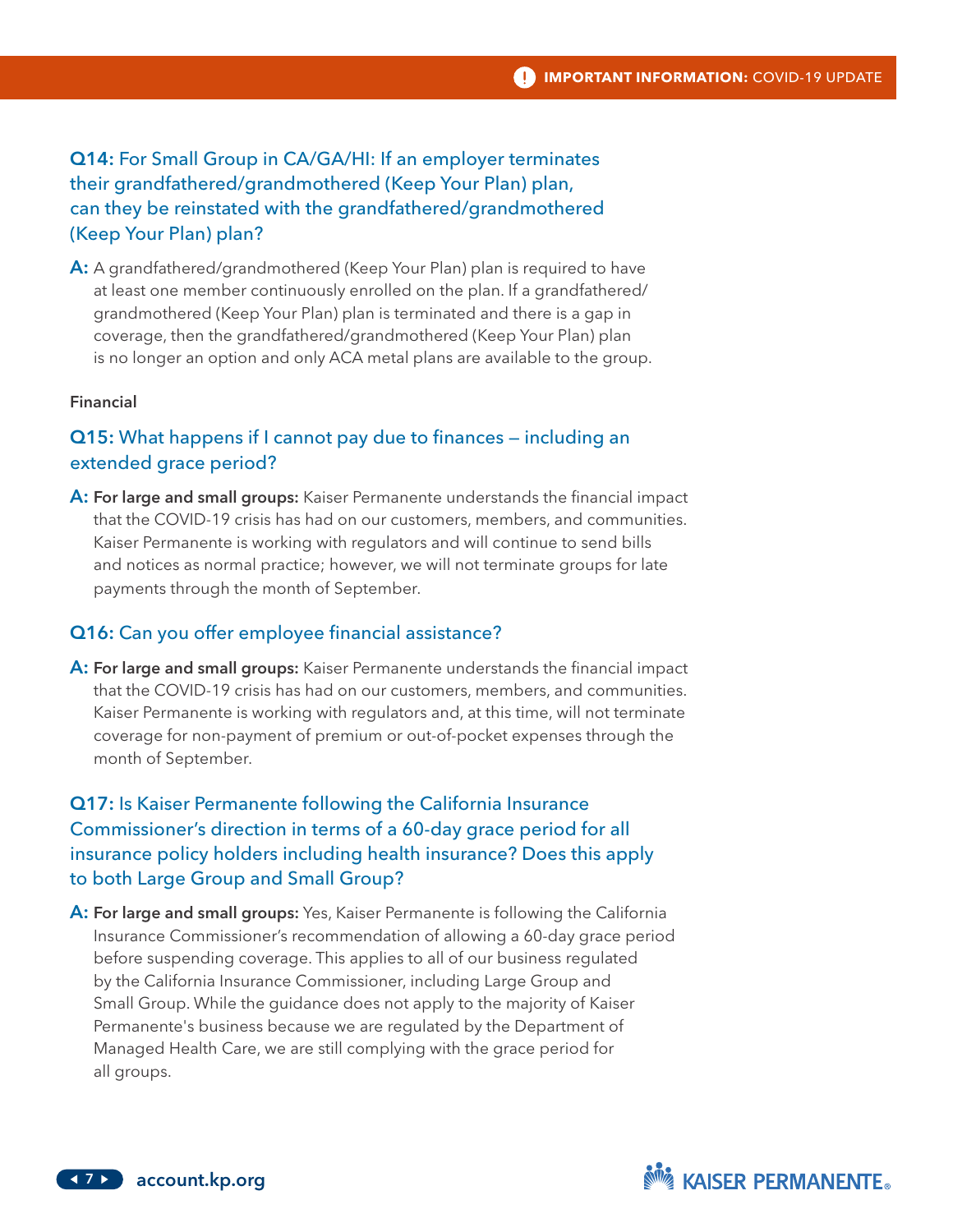### Q14: For Small Group in CA/GA/HI: If an employer terminates their grandfathered/grandmothered (Keep Your Plan) plan, can they be reinstated with the grandfathered/grandmothered (Keep Your Plan) plan?

**A:** A grandfathered/grandmothered (Keep Your Plan) plan is required to have at least one member continuously enrolled on the plan. If a grandfathered/grandmothered (Keep Your Plan) plan is terminated and there is a gap in coverage, then the grandfathered/grandmothered (Keep Your Plan) plan is no longer an option and only ACA metal plans are available to the group.

#### Financial

### Q15: What happens if I cannot pay due to finances – including an extended grace period?

**A: For large and small groups:** Kaiser Permanente understands the financial impact that the COVID-19 crisis has had on our customers, members, and communities. Kaiser Permanente is working with regulators and will continue to send bills and notices as normal practice; however, we will not terminate groups for late payments through the month of September.

### Q16: Can you offer employee financial assistance?

**A: For large and small groups:** Kaiser Permanente understands the financial impact that the COVID-19 crisis has had on our customers, members, and communities. Kaiser Permanente is working with regulators and, at this time, will not terminate coverage for non-payment of premium or out-of-pocket expenses through the month of September.

### Q17: Is Kaiser Permanente following the California Insurance Commissioner's direction in terms of a 60-day grace period for all insurance policy holders including health insurance? Does this apply to both Large Group and Small Group?

**A: For large and small groups:** Yes, Kaiser Permanente is following the California Insurance Commissioner's recommendation of allowing a 60-day grace period before suspending coverage. This applies to all of our business regulated by the California Insurance Commissioner, including Large Group and Small Group. While the guidance does not apply to the majority of Kaiser Permanente's business because we are regulated by the Department of Managed Health Care, we are still complying with the grace period for all groups.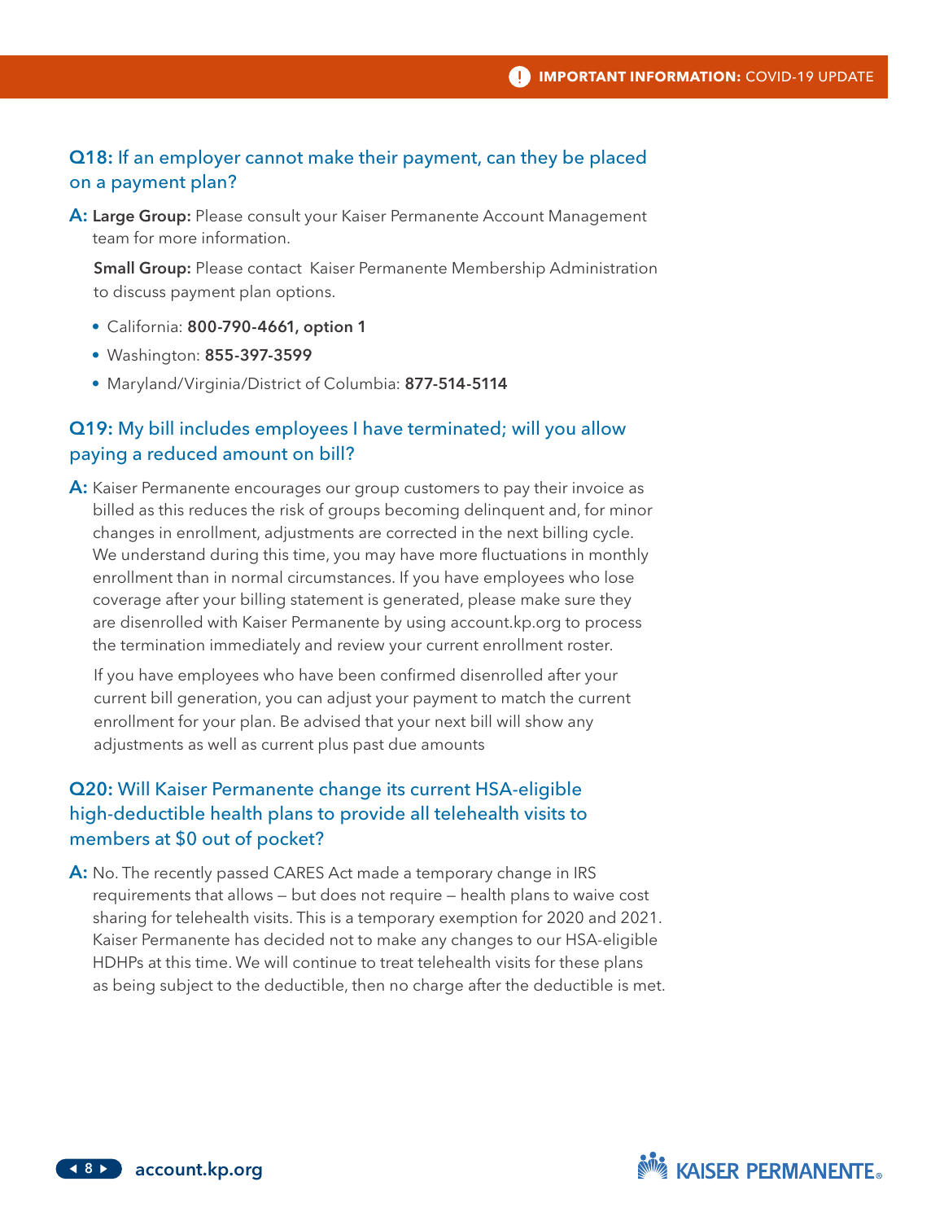### **Q18:** If an employer cannot make their payment, can they be placed on a payment plan?

**A:** **Large Group:** Please consult your Kaiser Permanente Account Management team for more information.

**Small Group:** Please contact Kaiser Permanente Membership Administration to discuss payment plan options.

- California: **800-790-4661, option 1**
- Washington: **855-397-3599**
- Maryland/Virginia/District of Columbia: **877-514-5114**

### **Q19:** My bill includes employees I have terminated; will you allow paying a reduced amount on bill?

**A:** Kaiser Permanente encourages our group customers to pay their invoice as billed as this reduces the risk of groups becoming delinquent and, for minor changes in enrollment, adjustments are corrected in the next billing cycle. We understand during this time, you may have more fluctuations in monthly enrollment than in normal circumstances. If you have employees who lose coverage after your billing statement is generated, please make sure they are disenrolled with Kaiser Permanente by using account.kp.org to process the termination immediately and review your current enrollment roster.

If you have employees who have been confirmed disenrolled after your current bill generation, you can adjust your payment to match the current enrollment for your plan. Be advised that your next bill will show any adjustments as well as current plus past due amounts

### **Q20:** Will Kaiser Permanente change its current HSA-eligible high-deductible health plans to provide all telehealth visits to members at $0 out of pocket?

**A:** No. The recently passed CARES Act made a temporary change in IRS requirements that allows – but does not require – health plans to waive cost sharing for telehealth visits. This is a temporary exemption for 2020 and 2021. Kaiser Permanente has decided not to make any changes to our HSA-eligible HDHPs at this time. We will continue to treat telehealth visits for these plans as being subject to the deductible, then no charge after the deductible is met.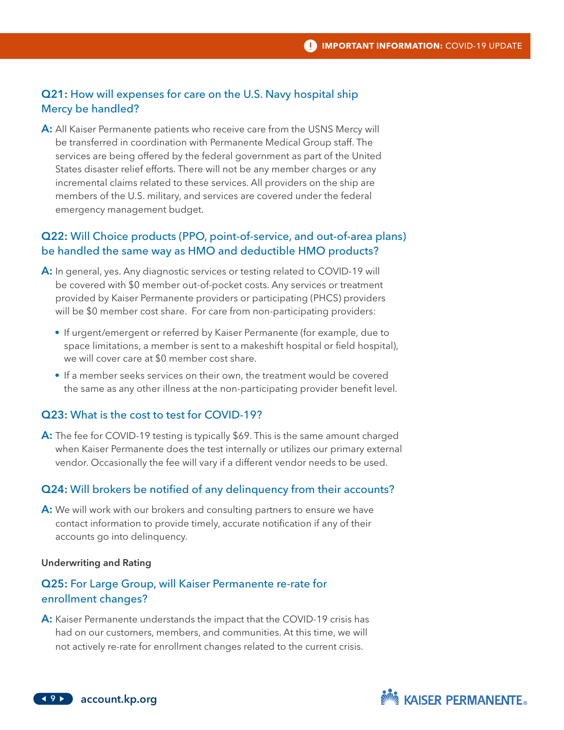### Q21: How will expenses for care on the U.S. Navy hospital ship Mercy be handled?

**A:** All Kaiser Permanente patients who receive care from the USNS Mercy will be transferred in coordination with Permanente Medical Group staff. The services are being offered by the federal government as part of the United States disaster relief efforts. There will not be any member charges or any incremental claims related to these services. All providers on the ship are members of the U.S. military, and services are covered under the federal emergency management budget.

### Q22: Will Choice products (PPO, point-of-service, and out-of-area plans) be handled the same way as HMO and deductible HMO products?

**A:** In general, yes. Any diagnostic services or testing related to COVID-19 will be covered with $0 member out-of-pocket costs. Any services or treatment provided by Kaiser Permanente providers or participating (PHCS) providers will be $0 member cost share. For care from non-participating providers:

- If urgent/emergent or referred by Kaiser Permanente (for example, due to space limitations, a member is sent to a makeshift hospital or field hospital), we will cover care at $0 member cost share.
- If a member seeks services on their own, the treatment would be covered the same as any other illness at the non-participating provider benefit level.

### Q23: What is the cost to test for COVID-19?

**A:** The fee for COVID-19 testing is typically $69. This is the same amount charged when Kaiser Permanente does the test internally or utilizes our primary external vendor. Occasionally the fee will vary if a different vendor needs to be used.

### Q24: Will brokers be notified of any delinquency from their accounts?

**A:** We will work with our brokers and consulting partners to ensure we have contact information to provide timely, accurate notification if any of their accounts go into delinquency.

#### Underwriting and Rating

### Q25: For Large Group, will Kaiser Permanente re-rate for enrollment changes?

**A:** Kaiser Permanente understands the impact that the COVID-19 crisis has had on our customers, members, and communities. At this time, we will not actively re-rate for enrollment changes related to the current crisis.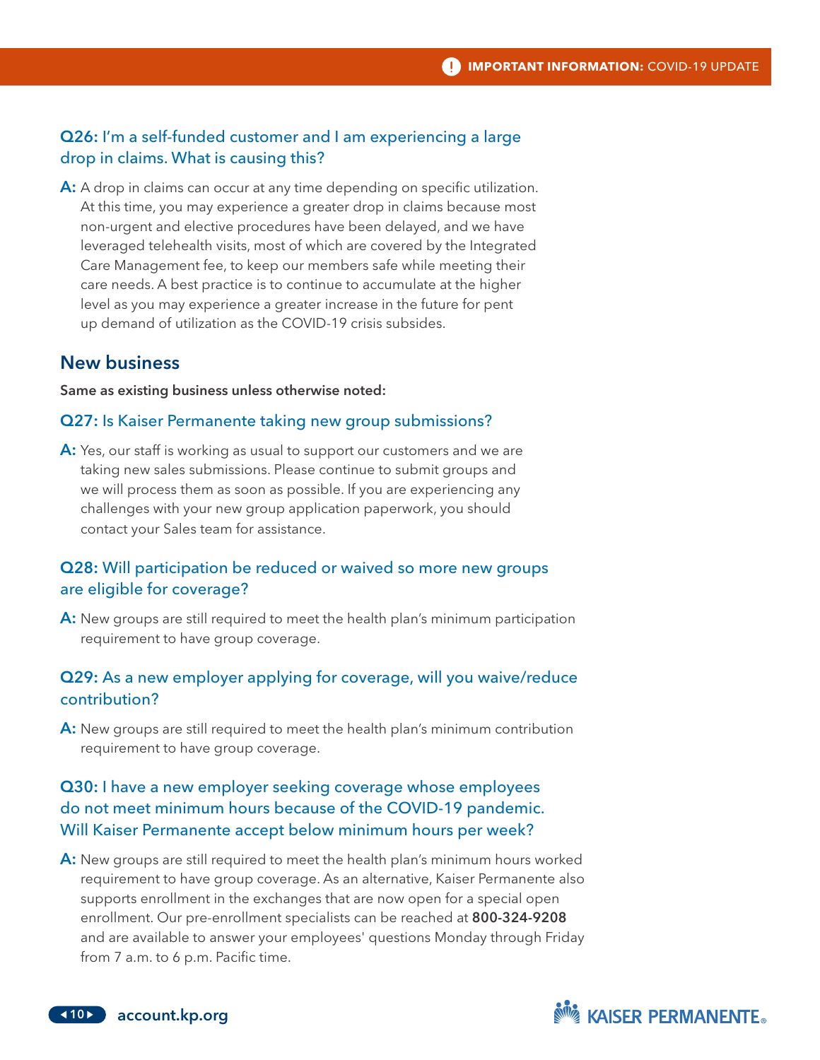### Q26: I'm a self-funded customer and I am experiencing a large drop in claims. What is causing this?

**A:** A drop in claims can occur at any time depending on specific utilization. At this time, you may experience a greater drop in claims because most non-urgent and elective procedures have been delayed, and we have leveraged telehealth visits, most of which are covered by the Integrated Care Management fee, to keep our members safe while meeting their care needs. A best practice is to continue to accumulate at the higher level as you may experience a greater increase in the future for pent up demand of utilization as the COVID-19 crisis subsides.

## New business

**Same as existing business unless otherwise noted:**

### Q27: Is Kaiser Permanente taking new group submissions?

**A:** Yes, our staff is working as usual to support our customers and we are taking new sales submissions. Please continue to submit groups and we will process them as soon as possible. If you are experiencing any challenges with your new group application paperwork, you should contact your Sales team for assistance.

### Q28: Will participation be reduced or waived so more new groups are eligible for coverage?

**A:** New groups are still required to meet the health plan's minimum participation requirement to have group coverage.

### Q29: As a new employer applying for coverage, will you waive/reduce contribution?

**A:** New groups are still required to meet the health plan's minimum contribution requirement to have group coverage.

### Q30: I have a new employer seeking coverage whose employees do not meet minimum hours because of the COVID-19 pandemic. Will Kaiser Permanente accept below minimum hours per week?

**A:** New groups are still required to meet the health plan's minimum hours worked requirement to have group coverage. As an alternative, Kaiser Permanente also supports enrollment in the exchanges that are now open for a special open enrollment. Our pre-enrollment specialists can be reached at **800-324-9208** and are available to answer your employees' questions Monday through Friday from 7 a.m. to 6 p.m. Pacific time.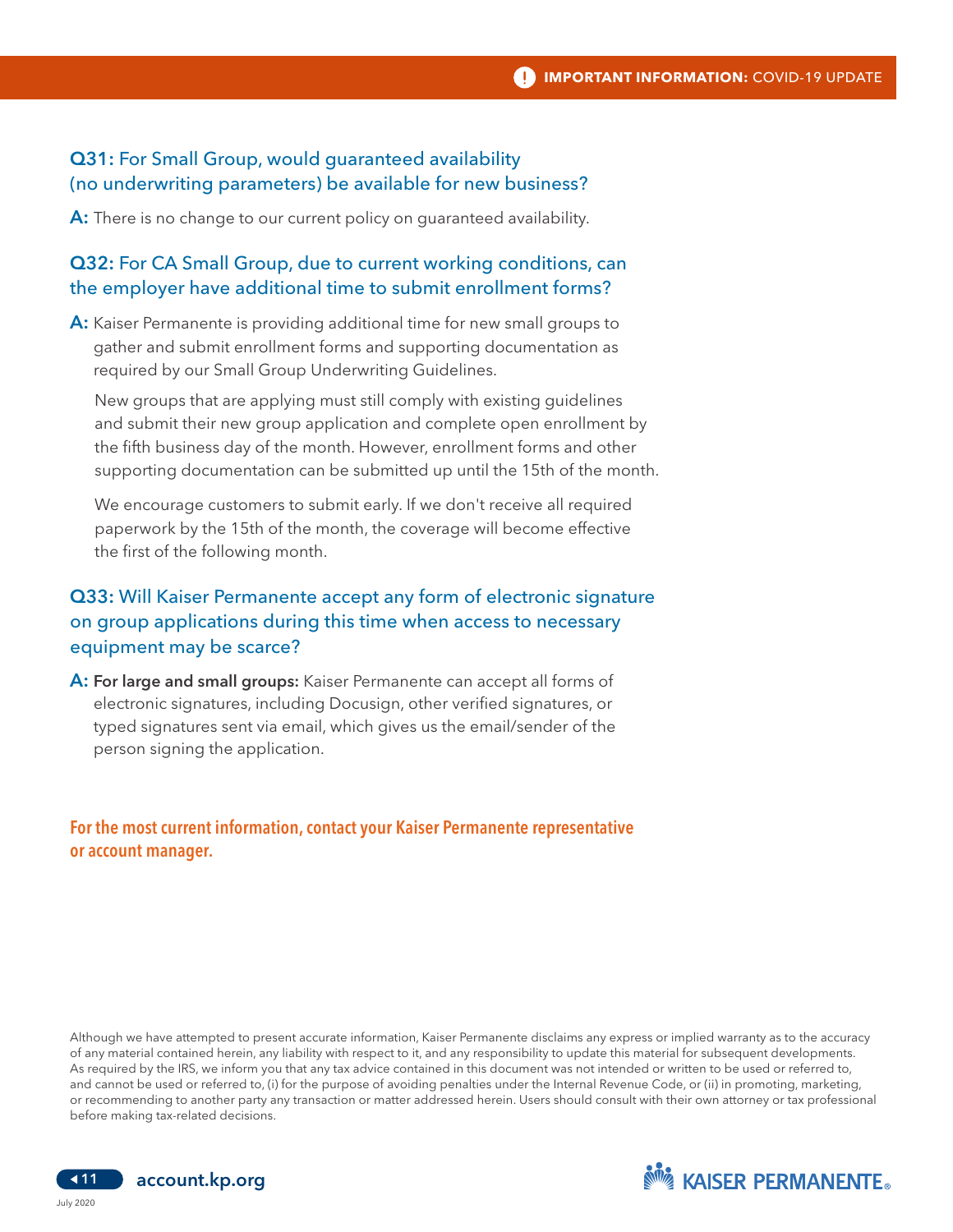## Q31: For Small Group, would guaranteed availability (no underwriting parameters) be available for new business?

**A:** There is no change to our current policy on guaranteed availability.

## Q32: For CA Small Group, due to current working conditions, can the employer have additional time to submit enrollment forms?

**A:** Kaiser Permanente is providing additional time for new small groups to gather and submit enrollment forms and supporting documentation as required by our Small Group Underwriting Guidelines.

New groups that are applying must still comply with existing guidelines and submit their new group application and complete open enrollment by the fifth business day of the month. However, enrollment forms and other supporting documentation can be submitted up until the 15th of the month.

We encourage customers to submit early. If we don't receive all required paperwork by the 15th of the month, the coverage will become effective the first of the following month.

## Q33: Will Kaiser Permanente accept any form of electronic signature on group applications during this time when access to necessary equipment may be scarce?

**A:** **For large and small groups:** Kaiser Permanente can accept all forms of electronic signatures, including Docusign, other verified signatures, or typed signatures sent via email, which gives us the email/sender of the person signing the application.

**For the most current information, contact your Kaiser Permanente representative or account manager.**

Although we have attempted to present accurate information, Kaiser Permanente disclaims any express or implied warranty as to the accuracy of any material contained herein, any liability with respect to it, and any responsibility to update this material for subsequent developments. As required by the IRS, we inform you that any tax advice contained in this document was not intended or written to be used or referred to, and cannot be used or referred to, (i) for the purpose of avoiding penalties under the Internal Revenue Code, or (ii) in promoting, marketing, or recommending to another party any transaction or matter addressed herein. Users should consult with their own attorney or tax professional before making tax-related decisions.

account.kp.org

July 2020